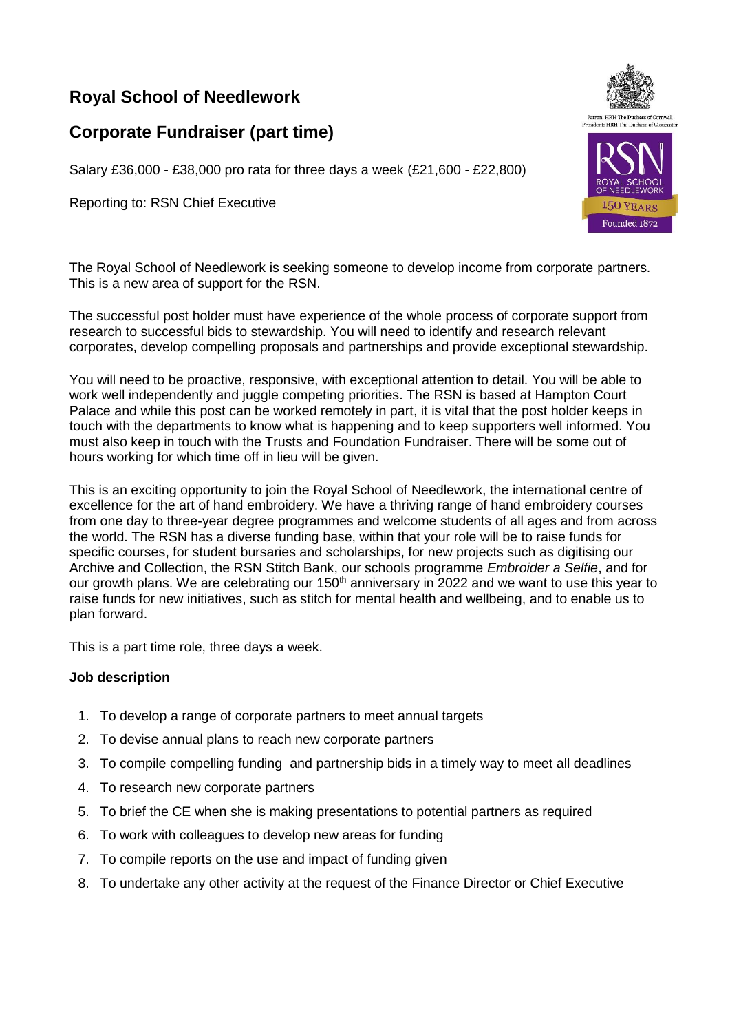# Royal School of Needlework

## Corporate Fundraiser (part time)

Salary £36,000 - £38,000 pro rata for three days a week (£21,600 - £22,800)

Reporting to: RSN Chief Executive

The Royal School of Needlework is seeking someone to develop income from corporate partners. This is a new area of support for the RSN.

The successful post holder must have experience of the whole process of corporate support from research to successful bids to stewardship. You will need to identify and research relevant corporates, develop compelling proposals and partnerships and provide exceptional stewardship.

You will need to be proactive, responsive, with exceptional attention to detail. You will be able to work well independently and juggle competing priorities. The RSN is based at Hampton Court Palace and while this post can be worked remotely in part, it is vital that the post holder keeps in touch with the departments to know what is happening and to keep supporters well informed. You must also keep in touch with the Trusts and Foundation Fundraiser. There will be some out of hours working for which time off in lieu will be given.

This is an exciting opportunity to join the Royal School of Needlework, the international centre of excellence for the art of hand embroidery. We have a thriving range of hand embroidery courses from one day to three-year degree programmes and welcome students of all ages and from across the world. The RSN has a diverse funding base, within that your role will be to raise funds for specific courses, for student bursaries and scholarships, for new projects such as digitising our Archive and Collection, the RSN Stitch Bank, our schools programme *Embroider a Selfie*, and for our growth plans. We are celebrating our 150th anniversary in 2022 and we want to use this year to raise funds for new initiatives, such as stitch for mental health and wellbeing, and to enable us to plan forward.

This is a part time role, three days a week.

**Job description**

1. To develop a range of corporate partners to meet annual targets
2. To devise annual plans to reach new corporate partners
3. To compile compelling funding and partnership bids in a timely way to meet all deadlines
4. To research new corporate partners
5. To brief the CE when she is making presentations to potential partners as required
6. To work with colleagues to develop new areas for funding
7. To compile reports on the use and impact of funding given
8. To undertake any other activity at the request of the Finance Director or Chief Executive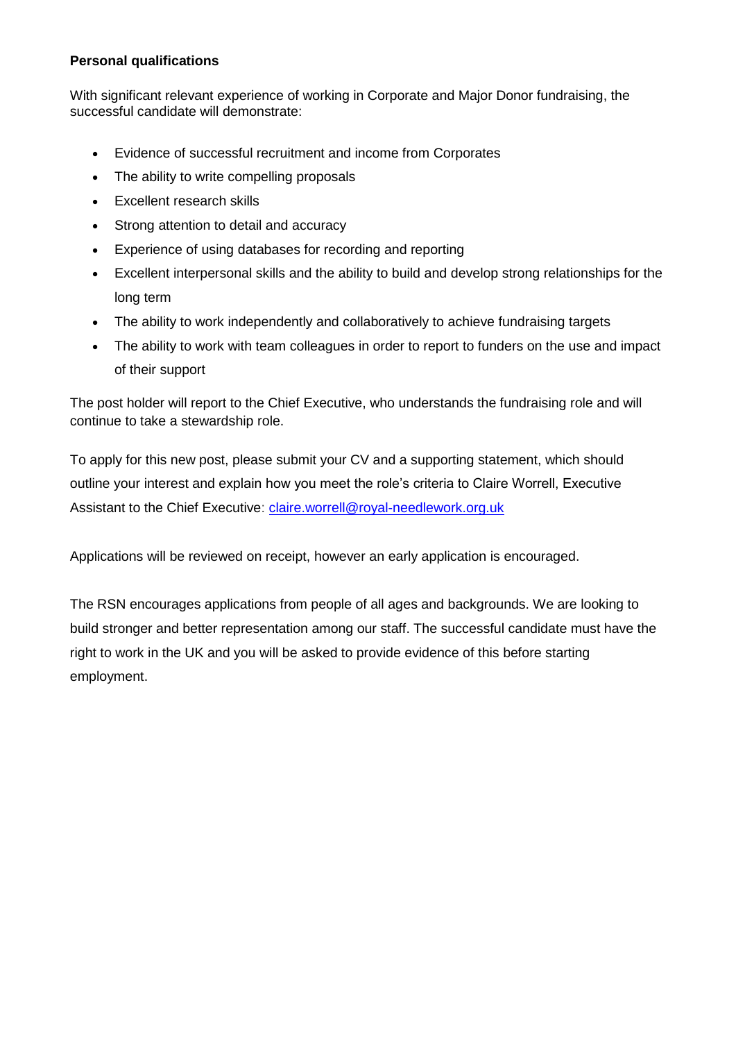**Personal qualifications**

With significant relevant experience of working in Corporate and Major Donor fundraising, the successful candidate will demonstrate:

- Evidence of successful recruitment and income from Corporates
- The ability to write compelling proposals
- Excellent research skills
- Strong attention to detail and accuracy
- Experience of using databases for recording and reporting
- Excellent interpersonal skills and the ability to build and develop strong relationships for the long term
- The ability to work independently and collaboratively to achieve fundraising targets
- The ability to work with team colleagues in order to report to funders on the use and impact of their support

The post holder will report to the Chief Executive, who understands the fundraising role and will continue to take a stewardship role.

To apply for this new post, please submit your CV and a supporting statement, which should outline your interest and explain how you meet the role's criteria to Claire Worrell, Executive Assistant to the Chief Executive: claire.worrell@royal-needlework.org.uk

Applications will be reviewed on receipt, however an early application is encouraged.

The RSN encourages applications from people of all ages and backgrounds. We are looking to build stronger and better representation among our staff. The successful candidate must have the right to work in the UK and you will be asked to provide evidence of this before starting employment.